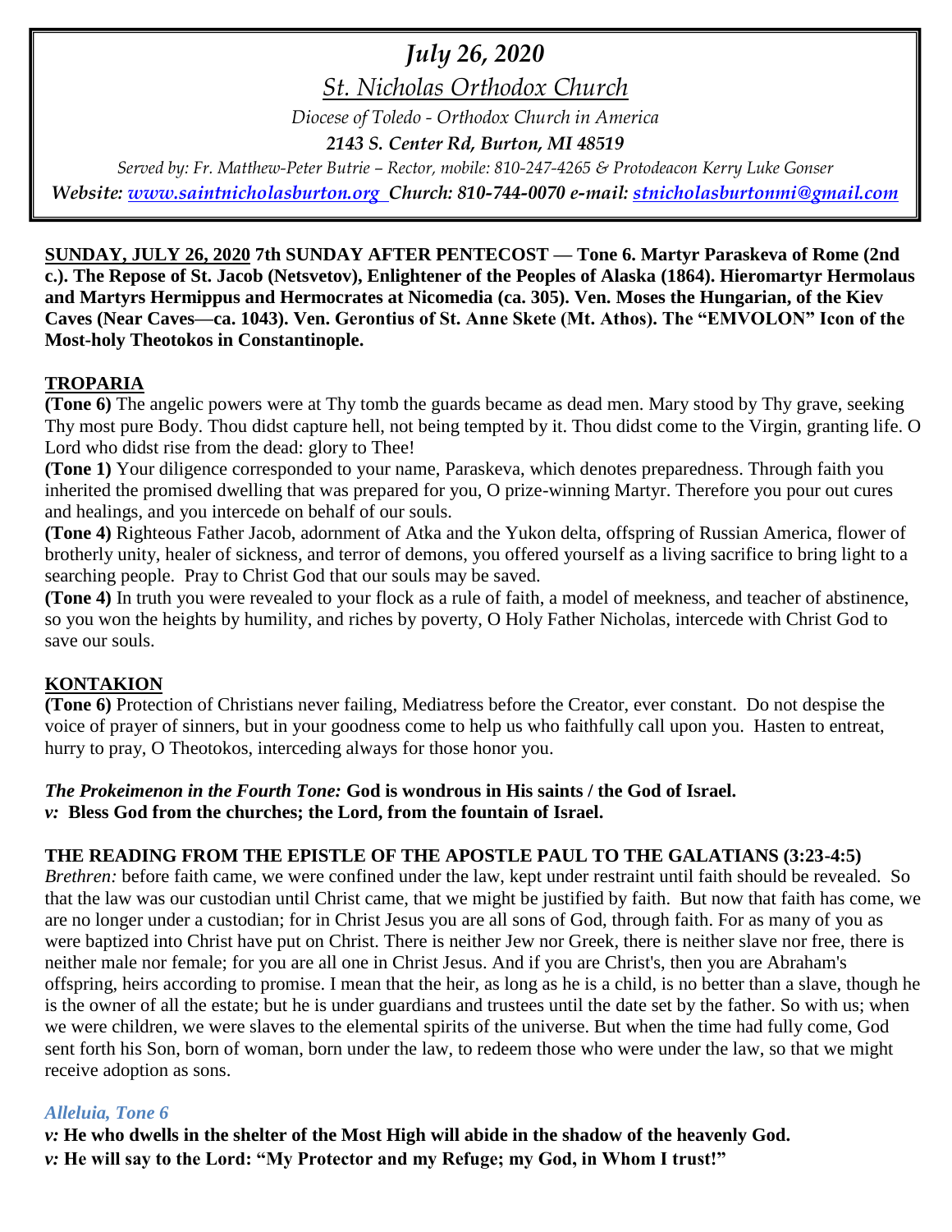# *July 26, 2020*

## *St. Nicholas Orthodox Church*

*Diocese of Toledo - Orthodox Church in America*

***2143 S. Center Rd, Burton, MI 48519***

*Served by: Fr. Matthew-Peter Butrie – Rector, mobile: 810-247-4265 & Protodeacon Kerry Luke Gonser*

***Website: www.saintnicholasburton.org Church: 810-744-0070 e-mail: stnicholasburtonmi@gmail.com***

**SUNDAY, JULY 26, 2020 7th SUNDAY AFTER PENTECOST — Tone 6. Martyr Paraskeva of Rome (2nd c.). The Repose of St. Jacob (Netsvetov), Enlightener of the Peoples of Alaska (1864). Hieromartyr Hermolaus and Martyrs Hermippus and Hermocrates at Nicomedia (ca. 305). Ven. Moses the Hungarian, of the Kiev Caves (Near Caves—ca. 1043). Ven. Gerontius of St. Anne Skete (Mt. Athos). The "EMVOLON" Icon of the Most-holy Theotokos in Constantinople.**

## TROPARIA

**(Tone 6)** The angelic powers were at Thy tomb the guards became as dead men. Mary stood by Thy grave, seeking Thy most pure Body. Thou didst capture hell, not being tempted by it. Thou didst come to the Virgin, granting life. O Lord who didst rise from the dead: glory to Thee!

**(Tone 1)** Your diligence corresponded to your name, Paraskeva, which denotes preparedness. Through faith you inherited the promised dwelling that was prepared for you, O prize-winning Martyr. Therefore you pour out cures and healings, and you intercede on behalf of our souls.

**(Tone 4)** Righteous Father Jacob, adornment of Atka and the Yukon delta, offspring of Russian America, flower of brotherly unity, healer of sickness, and terror of demons, you offered yourself as a living sacrifice to bring light to a searching people. Pray to Christ God that our souls may be saved.

**(Tone 4)** In truth you were revealed to your flock as a rule of faith, a model of meekness, and teacher of abstinence, so you won the heights by humility, and riches by poverty, O Holy Father Nicholas, intercede with Christ God to save our souls.

## KONTAKION

**(Tone 6)** Protection of Christians never failing, Mediatress before the Creator, ever constant. Do not despise the voice of prayer of sinners, but in your goodness come to help us who faithfully call upon you. Hasten to entreat, hurry to pray, O Theotokos, interceding always for those honor you.

***The Prokeimenon in the Fourth Tone:*** **God is wondrous in His saints / the God of Israel.**
*v:* **Bless God from the churches; the Lord, from the fountain of Israel.**

**THE READING FROM THE EPISTLE OF THE APOSTLE PAUL TO THE GALATIANS (3:23-4:5)**

*Brethren:* before faith came, we were confined under the law, kept under restraint until faith should be revealed. So that the law was our custodian until Christ came, that we might be justified by faith. But now that faith has come, we are no longer under a custodian; for in Christ Jesus you are all sons of God, through faith. For as many of you as were baptized into Christ have put on Christ. There is neither Jew nor Greek, there is neither slave nor free, there is neither male nor female; for you are all one in Christ Jesus. And if you are Christ's, then you are Abraham's offspring, heirs according to promise. I mean that the heir, as long as he is a child, is no better than a slave, though he is the owner of all the estate; but he is under guardians and trustees until the date set by the father. So with us; when we were children, we were slaves to the elemental spirits of the universe. But when the time had fully come, God sent forth his Son, born of woman, born under the law, to redeem those who were under the law, so that we might receive adoption as sons.

***Alleluia, Tone 6***

*v:* **He who dwells in the shelter of the Most High will abide in the shadow of the heavenly God.**
*v:* **He will say to the Lord: "My Protector and my Refuge; my God, in Whom I trust!"**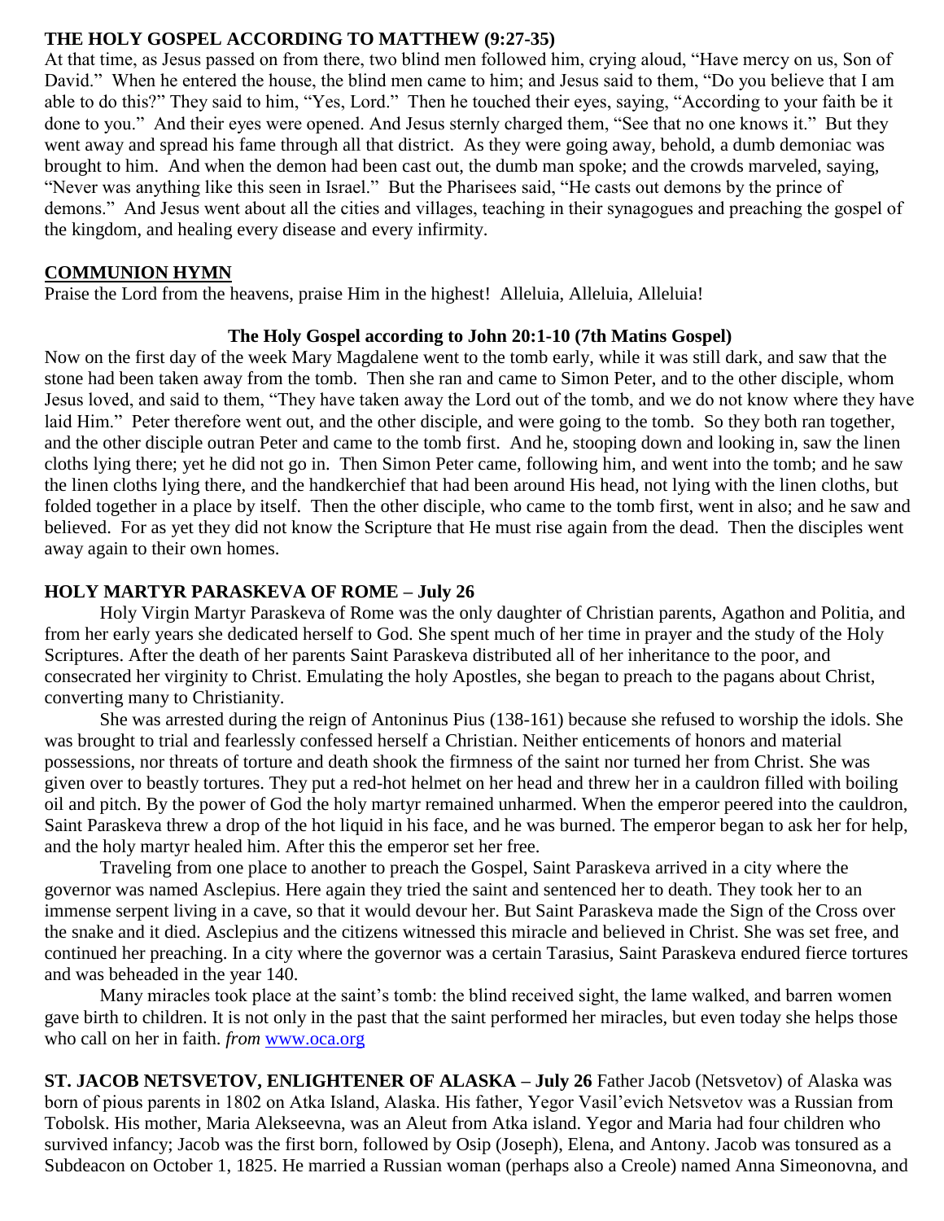**THE HOLY GOSPEL ACCORDING TO MATTHEW (9:27-35)**

At that time, as Jesus passed on from there, two blind men followed him, crying aloud, "Have mercy on us, Son of David." When he entered the house, the blind men came to him; and Jesus said to them, "Do you believe that I am able to do this?" They said to him, "Yes, Lord." Then he touched their eyes, saying, "According to your faith be it done to you." And their eyes were opened. And Jesus sternly charged them, "See that no one knows it." But they went away and spread his fame through all that district. As they were going away, behold, a dumb demoniac was brought to him. And when the demon had been cast out, the dumb man spoke; and the crowds marveled, saying, "Never was anything like this seen in Israel." But the Pharisees said, "He casts out demons by the prince of demons." And Jesus went about all the cities and villages, teaching in their synagogues and preaching the gospel of the kingdom, and healing every disease and every infirmity.

**COMMUNION HYMN**

Praise the Lord from the heavens, praise Him in the highest! Alleluia, Alleluia, Alleluia!

**The Holy Gospel according to John 20:1-10 (7th Matins Gospel)**

Now on the first day of the week Mary Magdalene went to the tomb early, while it was still dark, and saw that the stone had been taken away from the tomb. Then she ran and came to Simon Peter, and to the other disciple, whom Jesus loved, and said to them, "They have taken away the Lord out of the tomb, and we do not know where they have laid Him." Peter therefore went out, and the other disciple, and were going to the tomb. So they both ran together, and the other disciple outran Peter and came to the tomb first. And he, stooping down and looking in, saw the linen cloths lying there; yet he did not go in. Then Simon Peter came, following him, and went into the tomb; and he saw the linen cloths lying there, and the handkerchief that had been around His head, not lying with the linen cloths, but folded together in a place by itself. Then the other disciple, who came to the tomb first, went in also; and he saw and believed. For as yet they did not know the Scripture that He must rise again from the dead. Then the disciples went away again to their own homes.

**HOLY MARTYR PARASKEVA OF ROME – July 26**

Holy Virgin Martyr Paraskeva of Rome was the only daughter of Christian parents, Agathon and Politia, and from her early years she dedicated herself to God. She spent much of her time in prayer and the study of the Holy Scriptures. After the death of her parents Saint Paraskeva distributed all of her inheritance to the poor, and consecrated her virginity to Christ. Emulating the holy Apostles, she began to preach to the pagans about Christ, converting many to Christianity.

She was arrested during the reign of Antoninus Pius (138-161) because she refused to worship the idols. She was brought to trial and fearlessly confessed herself a Christian. Neither enticements of honors and material possessions, nor threats of torture and death shook the firmness of the saint nor turned her from Christ. She was given over to beastly tortures. They put a red-hot helmet on her head and threw her in a cauldron filled with boiling oil and pitch. By the power of God the holy martyr remained unharmed. When the emperor peered into the cauldron, Saint Paraskeva threw a drop of the hot liquid in his face, and he was burned. The emperor began to ask her for help, and the holy martyr healed him. After this the emperor set her free.

Traveling from one place to another to preach the Gospel, Saint Paraskeva arrived in a city where the governor was named Asclepius. Here again they tried the saint and sentenced her to death. They took her to an immense serpent living in a cave, so that it would devour her. But Saint Paraskeva made the Sign of the Cross over the snake and it died. Asclepius and the citizens witnessed this miracle and believed in Christ. She was set free, and continued her preaching. In a city where the governor was a certain Tarasius, Saint Paraskeva endured fierce tortures and was beheaded in the year 140.

Many miracles took place at the saint's tomb: the blind received sight, the lame walked, and barren women gave birth to children. It is not only in the past that the saint performed her miracles, but even today she helps those who call on her in faith. *from* [www.oca.org](http://www.oca.org)

**ST. JACOB NETSVETOV, ENLIGHTENER OF ALASKA – July 26** Father Jacob (Netsvetov) of Alaska was born of pious parents in 1802 on Atka Island, Alaska. His father, Yegor Vasil'evich Netsvetov was a Russian from Tobolsk. His mother, Maria Alekseevna, was an Aleut from Atka island. Yegor and Maria had four children who survived infancy; Jacob was the first born, followed by Osip (Joseph), Elena, and Antony. Jacob was tonsured as a Subdeacon on October 1, 1825. He married a Russian woman (perhaps also a Creole) named Anna Simeonovna, and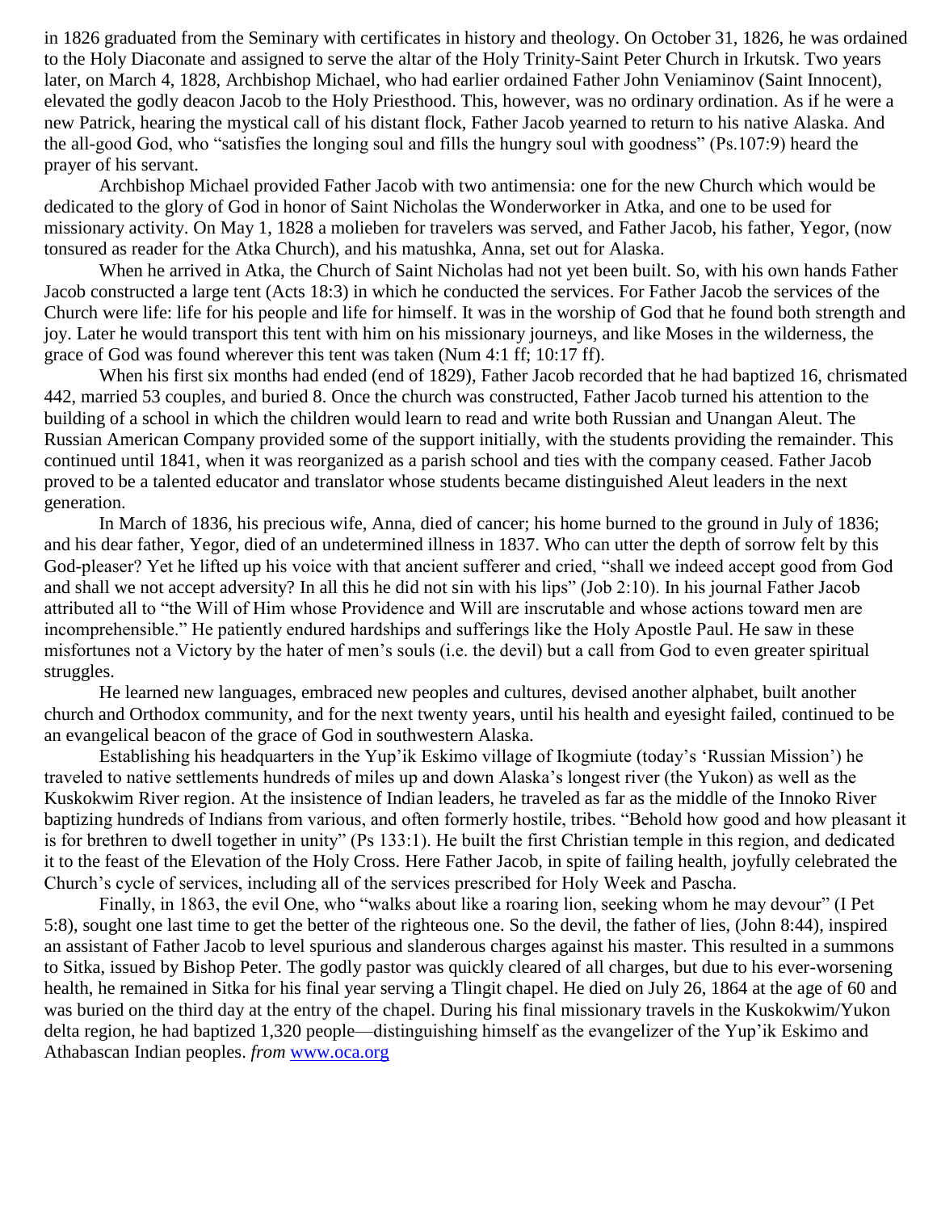in 1826 graduated from the Seminary with certificates in history and theology. On October 31, 1826, he was ordained to the Holy Diaconate and assigned to serve the altar of the Holy Trinity-Saint Peter Church in Irkutsk. Two years later, on March 4, 1828, Archbishop Michael, who had earlier ordained Father John Veniaminov (Saint Innocent), elevated the godly deacon Jacob to the Holy Priesthood. This, however, was no ordinary ordination. As if he were a new Patrick, hearing the mystical call of his distant flock, Father Jacob yearned to return to his native Alaska. And the all-good God, who "satisfies the longing soul and fills the hungry soul with goodness" (Ps.107:9) heard the prayer of his servant.

Archbishop Michael provided Father Jacob with two antimensia: one for the new Church which would be dedicated to the glory of God in honor of Saint Nicholas the Wonderworker in Atka, and one to be used for missionary activity. On May 1, 1828 a molieben for travelers was served, and Father Jacob, his father, Yegor, (now tonsured as reader for the Atka Church), and his matushka, Anna, set out for Alaska.

When he arrived in Atka, the Church of Saint Nicholas had not yet been built. So, with his own hands Father Jacob constructed a large tent (Acts 18:3) in which he conducted the services. For Father Jacob the services of the Church were life: life for his people and life for himself. It was in the worship of God that he found both strength and joy. Later he would transport this tent with him on his missionary journeys, and like Moses in the wilderness, the grace of God was found wherever this tent was taken (Num 4:1 ff; 10:17 ff).

When his first six months had ended (end of 1829), Father Jacob recorded that he had baptized 16, chrismated 442, married 53 couples, and buried 8. Once the church was constructed, Father Jacob turned his attention to the building of a school in which the children would learn to read and write both Russian and Unangan Aleut. The Russian American Company provided some of the support initially, with the students providing the remainder. This continued until 1841, when it was reorganized as a parish school and ties with the company ceased. Father Jacob proved to be a talented educator and translator whose students became distinguished Aleut leaders in the next generation.

In March of 1836, his precious wife, Anna, died of cancer; his home burned to the ground in July of 1836; and his dear father, Yegor, died of an undetermined illness in 1837. Who can utter the depth of sorrow felt by this God-pleaser? Yet he lifted up his voice with that ancient sufferer and cried, "shall we indeed accept good from God and shall we not accept adversity? In all this he did not sin with his lips" (Job 2:10). In his journal Father Jacob attributed all to "the Will of Him whose Providence and Will are inscrutable and whose actions toward men are incomprehensible." He patiently endured hardships and sufferings like the Holy Apostle Paul. He saw in these misfortunes not a Victory by the hater of men's souls (i.e. the devil) but a call from God to even greater spiritual struggles.

He learned new languages, embraced new peoples and cultures, devised another alphabet, built another church and Orthodox community, and for the next twenty years, until his health and eyesight failed, continued to be an evangelical beacon of the grace of God in southwestern Alaska.

Establishing his headquarters in the Yup'ik Eskimo village of Ikogmiute (today's 'Russian Mission') he traveled to native settlements hundreds of miles up and down Alaska's longest river (the Yukon) as well as the Kuskokwim River region. At the insistence of Indian leaders, he traveled as far as the middle of the Innoko River baptizing hundreds of Indians from various, and often formerly hostile, tribes. "Behold how good and how pleasant it is for brethren to dwell together in unity" (Ps 133:1). He built the first Christian temple in this region, and dedicated it to the feast of the Elevation of the Holy Cross. Here Father Jacob, in spite of failing health, joyfully celebrated the Church's cycle of services, including all of the services prescribed for Holy Week and Pascha.

Finally, in 1863, the evil One, who "walks about like a roaring lion, seeking whom he may devour" (I Pet 5:8), sought one last time to get the better of the righteous one. So the devil, the father of lies, (John 8:44), inspired an assistant of Father Jacob to level spurious and slanderous charges against his master. This resulted in a summons to Sitka, issued by Bishop Peter. The godly pastor was quickly cleared of all charges, but due to his ever-worsening health, he remained in Sitka for his final year serving a Tlingit chapel. He died on July 26, 1864 at the age of 60 and was buried on the third day at the entry of the chapel. During his final missionary travels in the Kuskokwim/Yukon delta region, he had baptized 1,320 people—distinguishing himself as the evangelizer of the Yup'ik Eskimo and Athabascan Indian peoples. *from* [www.oca.org](http://www.oca.org)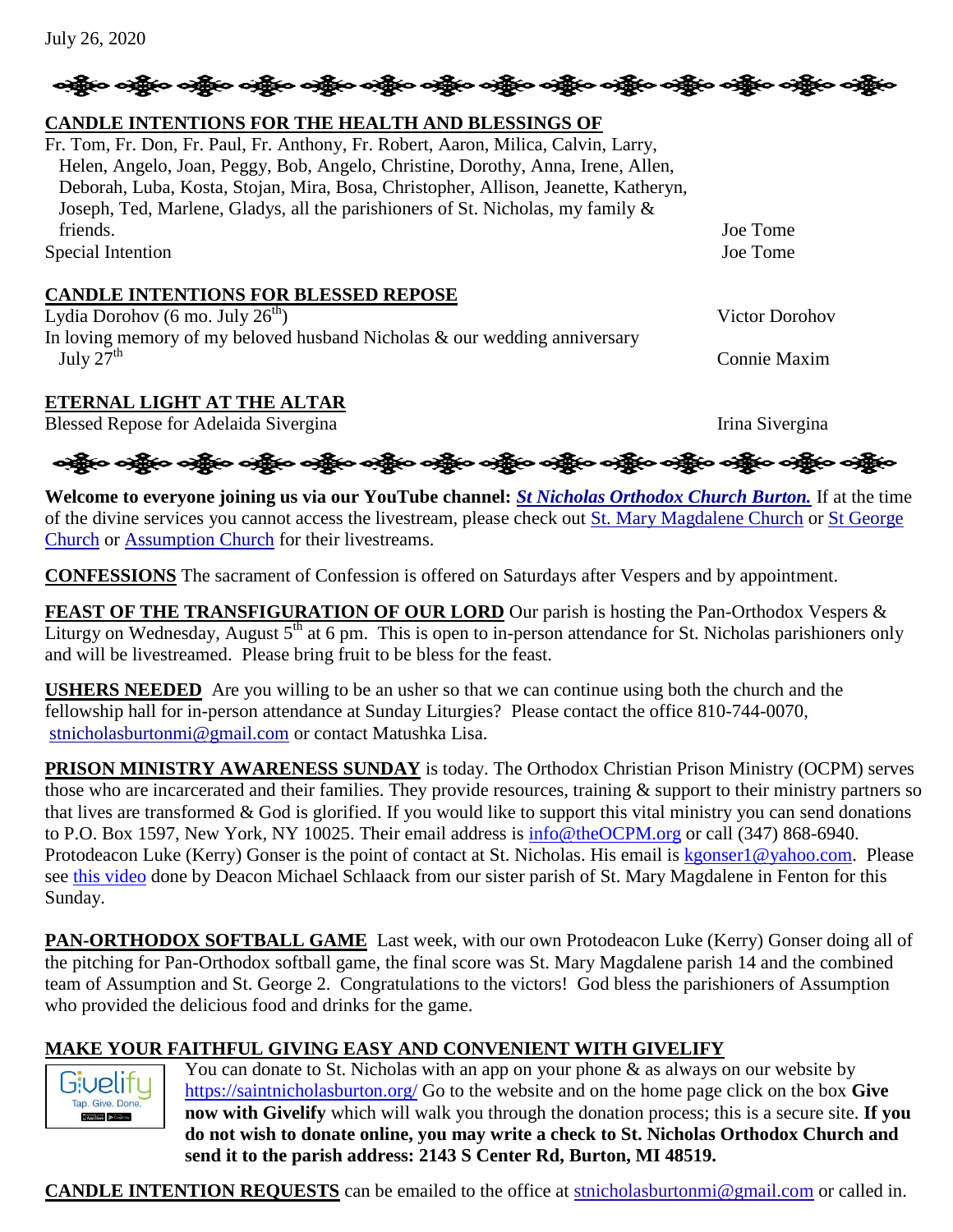July 26, 2020

**CANDLE INTENTIONS FOR THE HEALTH AND BLESSINGS OF**

Fr. Tom, Fr. Don, Fr. Paul, Fr. Anthony, Fr. Robert, Aaron, Milica, Calvin, Larry, Helen, Angelo, Joan, Peggy, Bob, Angelo, Christine, Dorothy, Anna, Irene, Allen, Deborah, Luba, Kosta, Stojan, Mira, Bosa, Christopher, Allison, Jeanette, Katheryn, Joseph, Ted, Marlene, Gladys, all the parishioners of St. Nicholas, my family & friends. — Joe Tome

Special Intention — Joe Tome

**CANDLE INTENTIONS FOR BLESSED REPOSE**

Lydia Dorohov (6 mo. July 26th) — Victor Dorohov

In loving memory of my beloved husband Nicholas & our wedding anniversary July 27th — Connie Maxim

**ETERNAL LIGHT AT THE ALTAR**

Blessed Repose for Adelaida Sivergina — Irina Sivergina

**Welcome to everyone joining us via our YouTube channel: *St Nicholas Orthodox Church Burton.*** If at the time of the divine services you cannot access the livestream, please check out St. Mary Magdalene Church or St George Church or Assumption Church for their livestreams.

**CONFESSIONS** The sacrament of Confession is offered on Saturdays after Vespers and by appointment.

**FEAST OF THE TRANSFIGURATION OF OUR LORD** Our parish is hosting the Pan-Orthodox Vespers & Liturgy on Wednesday, August 5th at 6 pm. This is open to in-person attendance for St. Nicholas parishioners only and will be livestreamed. Please bring fruit to be bless for the feast.

**USHERS NEEDED** Are you willing to be an usher so that we can continue using both the church and the fellowship hall for in-person attendance at Sunday Liturgies? Please contact the office 810-744-0070, stnicholasburtonmi@gmail.com or contact Matushka Lisa.

**PRISON MINISTRY AWARENESS SUNDAY** is today. The Orthodox Christian Prison Ministry (OCPM) serves those who are incarcerated and their families. They provide resources, training & support to their ministry partners so that lives are transformed & God is glorified. If you would like to support this vital ministry you can send donations to P.O. Box 1597, New York, NY 10025. Their email address is info@theOCPM.org or call (347) 868-6940. Protodeacon Luke (Kerry) Gonser is the point of contact at St. Nicholas. His email is kgonser1@yahoo.com. Please see this video done by Deacon Michael Schlaack from our sister parish of St. Mary Magdalene in Fenton for this Sunday.

**PAN-ORTHODOX SOFTBALL GAME** Last week, with our own Protodeacon Luke (Kerry) Gonser doing all of the pitching for Pan-Orthodox softball game, the final score was St. Mary Magdalene parish 14 and the combined team of Assumption and St. George 2. Congratulations to the victors! God bless the parishioners of Assumption who provided the delicious food and drinks for the game.

**MAKE YOUR FAITHFUL GIVING EASY AND CONVENIENT WITH GIVELIFY**

You can donate to St. Nicholas with an app on your phone & as always on our website by https://saintnicholasburton.org/ Go to the website and on the home page click on the box **Give now with Givelify** which will walk you through the donation process; this is a secure site. **If you do not wish to donate online, you may write a check to St. Nicholas Orthodox Church and send it to the parish address: 2143 S Center Rd, Burton, MI 48519.**

**CANDLE INTENTION REQUESTS** can be emailed to the office at stnicholasburtonmi@gmail.com or called in.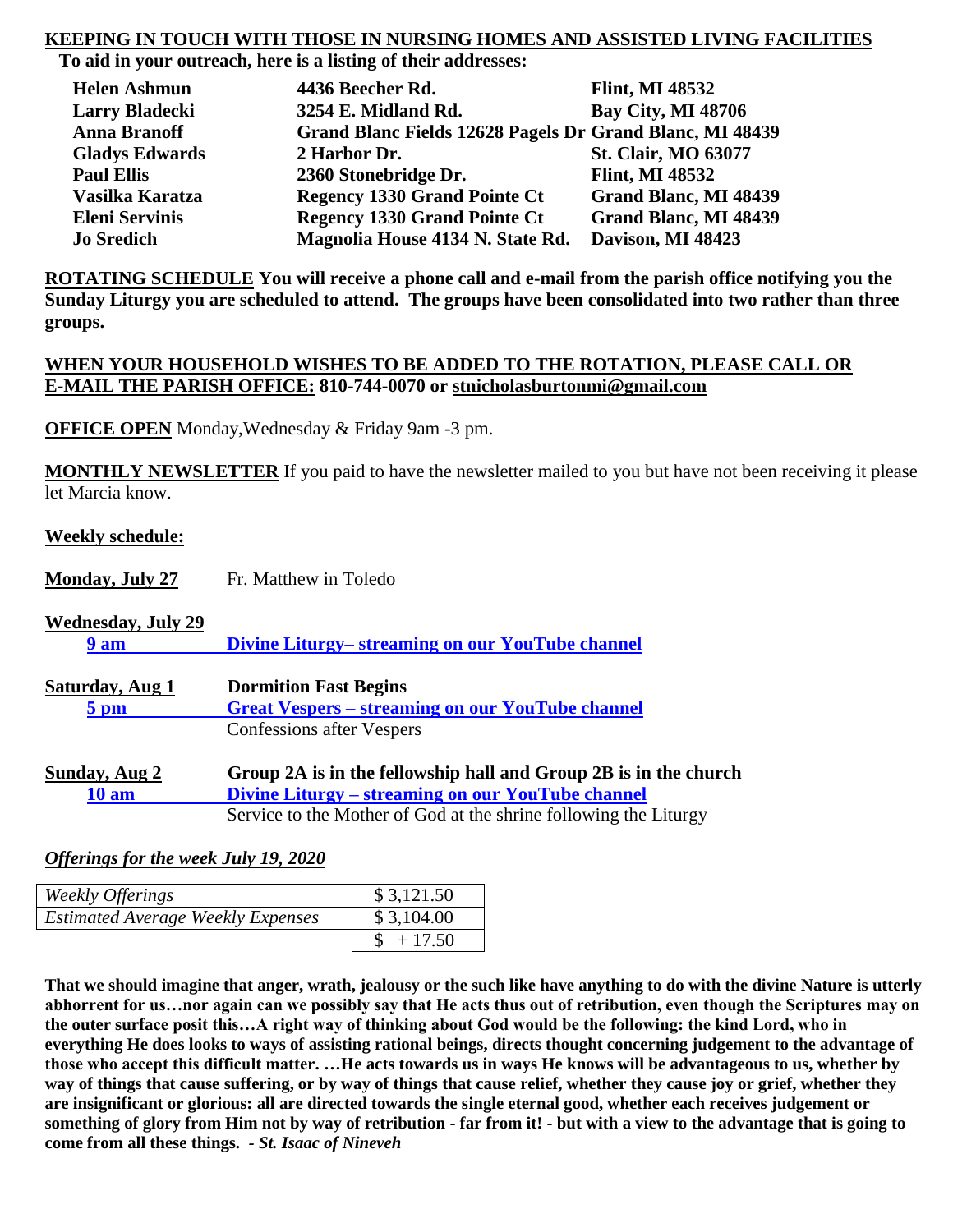**KEEPING IN TOUCH WITH THOSE IN NURSING HOMES AND ASSISTED LIVING FACILITIES**

**To aid in your outreach, here is a listing of their addresses:**

| | | |
|---|---|---|
| **Helen Ashmun** | **4436 Beecher Rd.** | **Flint, MI 48532** |
| **Larry Bladecki** | **3254 E. Midland Rd.** | **Bay City, MI 48706** |
| **Anna Branoff** | **Grand Blanc Fields 12628 Pagels Dr** | **Grand Blanc, MI 48439** |
| **Gladys Edwards** | **2 Harbor Dr.** | **St. Clair, MO 63077** |
| **Paul Ellis** | **2360 Stonebridge Dr.** | **Flint, MI 48532** |
| **Vasilka Karatza** | **Regency 1330 Grand Pointe Ct** | **Grand Blanc, MI 48439** |
| **Eleni Servinis** | **Regency 1330 Grand Pointe Ct** | **Grand Blanc, MI 48439** |
| **Jo Sredich** | **Magnolia House 4134 N. State Rd.** | **Davison, MI 48423** |

**ROTATING SCHEDULE You will receive a phone call and e-mail from the parish office notifying you the Sunday Liturgy you are scheduled to attend. The groups have been consolidated into two rather than three groups.**

**WHEN YOUR HOUSEHOLD WISHES TO BE ADDED TO THE ROTATION, PLEASE CALL OR E-MAIL THE PARISH OFFICE: 810-744-0070 or stnicholasburtonmi@gmail.com**

**OFFICE OPEN** Monday,Wednesday & Friday 9am -3 pm.

**MONTHLY NEWSLETTER** If you paid to have the newsletter mailed to you but have not been receiving it please let Marcia know.

**Weekly schedule:**

**Monday, July 27** Fr. Matthew in Toledo

**Wednesday, July 29**
**9 am** **Divine Liturgy– streaming on our YouTube channel**

**Saturday, Aug 1** **Dormition Fast Begins**
**5 pm** **Great Vespers – streaming on our YouTube channel**
Confessions after Vespers

**Sunday, Aug 2** **Group 2A is in the fellowship hall and Group 2B is in the church**
**10 am** **Divine Liturgy – streaming on our YouTube channel**
Service to the Mother of God at the shrine following the Liturgy

***Offerings for the week July 19, 2020***

| | |
|---|---|
| *Weekly Offerings* | $ 3,121.50 |
| *Estimated Average Weekly Expenses* | $ 3,104.00 |
| | $ + 17.50 |

**That we should imagine that anger, wrath, jealousy or the such like have anything to do with the divine Nature is utterly abhorrent for us…nor again can we possibly say that He acts thus out of retribution, even though the Scriptures may on the outer surface posit this…A right way of thinking about God would be the following: the kind Lord, who in everything He does looks to ways of assisting rational beings, directs thought concerning judgement to the advantage of those who accept this difficult matter. …He acts towards us in ways He knows will be advantageous to us, whether by way of things that cause suffering, or by way of things that cause relief, whether they cause joy or grief, whether they are insignificant or glorious: all are directed towards the single eternal good, whether each receives judgement or something of glory from Him not by way of retribution - far from it! - but with a view to the advantage that is going to come from all these things. -** ***St. Isaac of Nineveh***